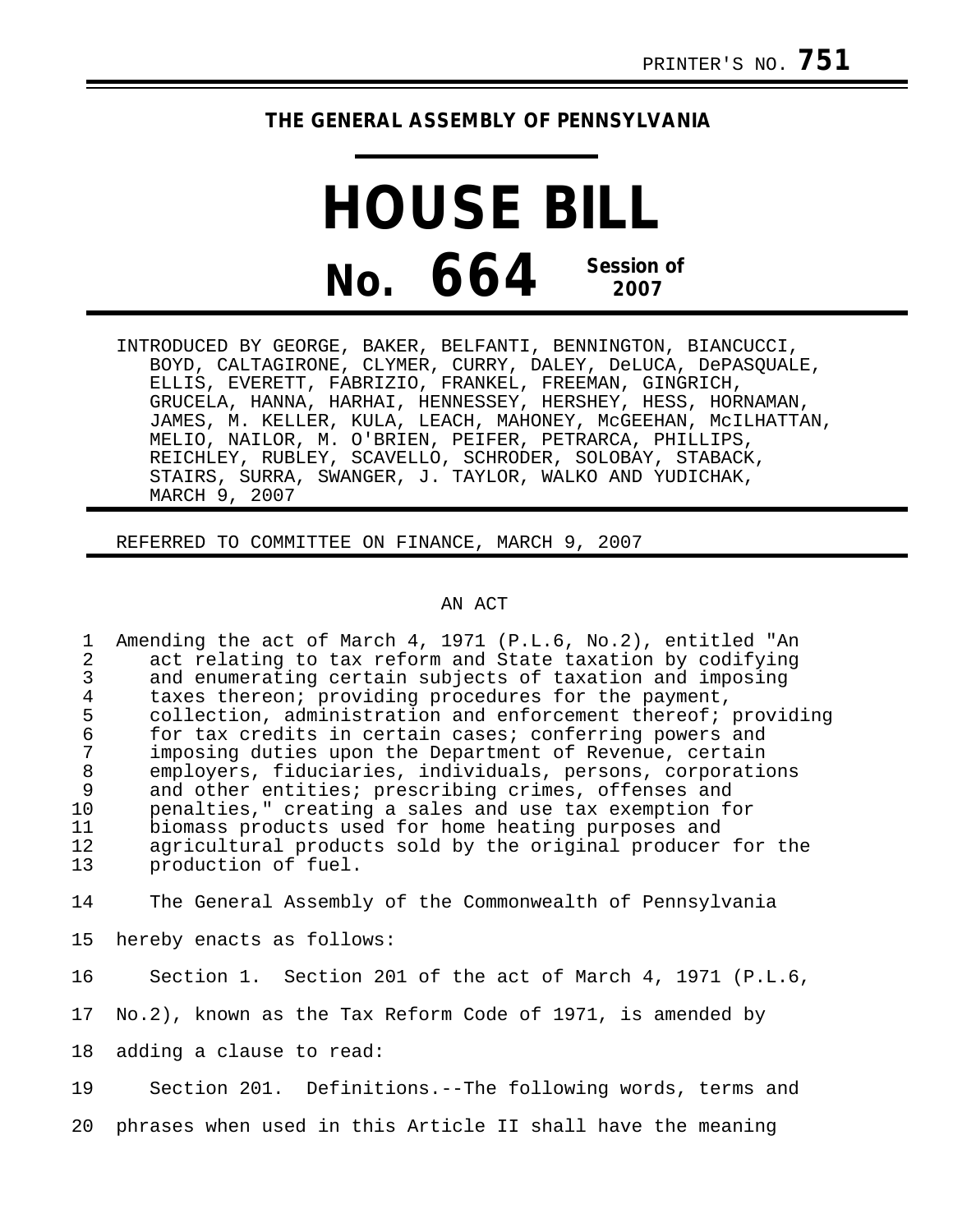PRINTER'S NO. **751**

**THE GENERAL ASSEMBLY OF PENNSYLVANIA**

# HOUSE BILL

## No. 664 Session of 2007

INTRODUCED BY GEORGE, BAKER, BELFANTI, BENNINGTON, BIANCUCCI, BOYD, CALTAGIRONE, CLYMER, CURRY, DALEY, DeLUCA, DePASQUALE, ELLIS, EVERETT, FABRIZIO, FRANKEL, FREEMAN, GINGRICH, GRUCELA, HANNA, HARHAI, HENNESSEY, HERSHEY, HESS, HORNAMAN, JAMES, M. KELLER, KULA, LEACH, MAHONEY, McGEEHAN, McILHATTAN, MELIO, NAILOR, M. O'BRIEN, PEIFER, PETRARCA, PHILLIPS, REICHLEY, RUBLEY, SCAVELLO, SCHRODER, SOLOBAY, STABACK, STAIRS, SURRA, SWANGER, J. TAYLOR, WALKO AND YUDICHAK, MARCH 9, 2007

REFERRED TO COMMITTEE ON FINANCE, MARCH 9, 2007

AN ACT

1 Amending the act of March 4, 1971 (P.L.6, No.2), entitled "An
2 act relating to tax reform and State taxation by codifying
3 and enumerating certain subjects of taxation and imposing
4 taxes thereon; providing procedures for the payment,
5 collection, administration and enforcement thereof; providing
6 for tax credits in certain cases; conferring powers and
7 imposing duties upon the Department of Revenue, certain
8 employers, fiduciaries, individuals, persons, corporations
9 and other entities; prescribing crimes, offenses and
10 penalties," creating a sales and use tax exemption for
11 biomass products used for home heating purposes and
12 agricultural products sold by the original producer for the
13 production of fuel.

14 The General Assembly of the Commonwealth of Pennsylvania
15 hereby enacts as follows:

16 Section 1. Section 201 of the act of March 4, 1971 (P.L.6,
17 No.2), known as the Tax Reform Code of 1971, is amended by
18 adding a clause to read:

19 Section 201. Definitions.--The following words, terms and
20 phrases when used in this Article II shall have the meaning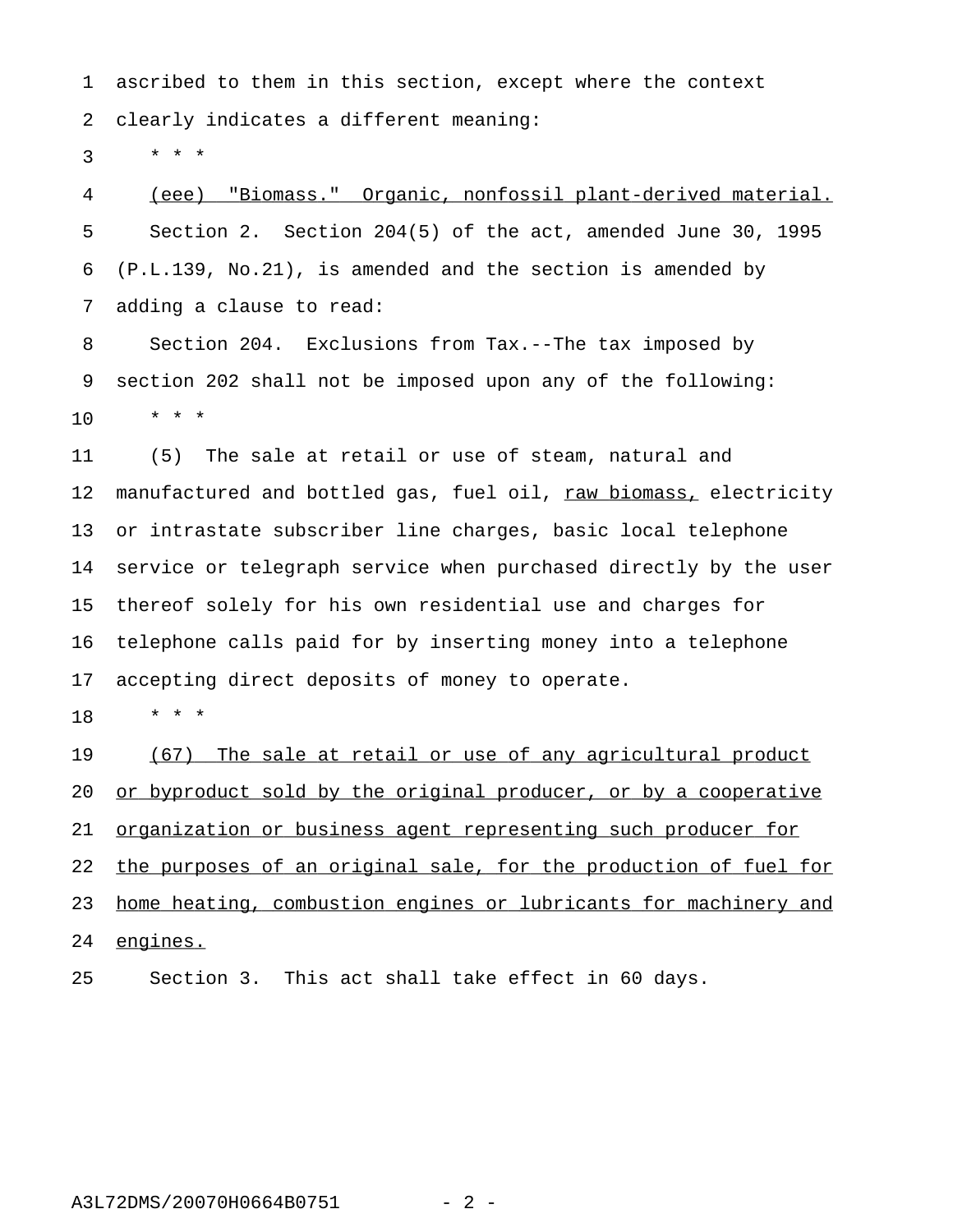ascribed to them in this section, except where the context clearly indicates a different meaning:

* * *

<u>(eee) "Biomass." Organic, nonfossil plant-derived material.</u>

Section 2. Section 204(5) of the act, amended June 30, 1995 (P.L.139, No.21), is amended and the section is amended by adding a clause to read:

Section 204. Exclusions from Tax.--The tax imposed by section 202 shall not be imposed upon any of the following:

* * *

(5) The sale at retail or use of steam, natural and manufactured and bottled gas, fuel oil, <u>raw biomass,</u> electricity or intrastate subscriber line charges, basic local telephone service or telegraph service when purchased directly by the user thereof solely for his own residential use and charges for telephone calls paid for by inserting money into a telephone accepting direct deposits of money to operate.

* * *

<u>(67) The sale at retail or use of any agricultural product or byproduct sold by the original producer, or by a cooperative organization or business agent representing such producer for the purposes of an original sale, for the production of fuel for home heating, combustion engines or lubricants for machinery and engines.</u>

Section 3. This act shall take effect in 60 days.